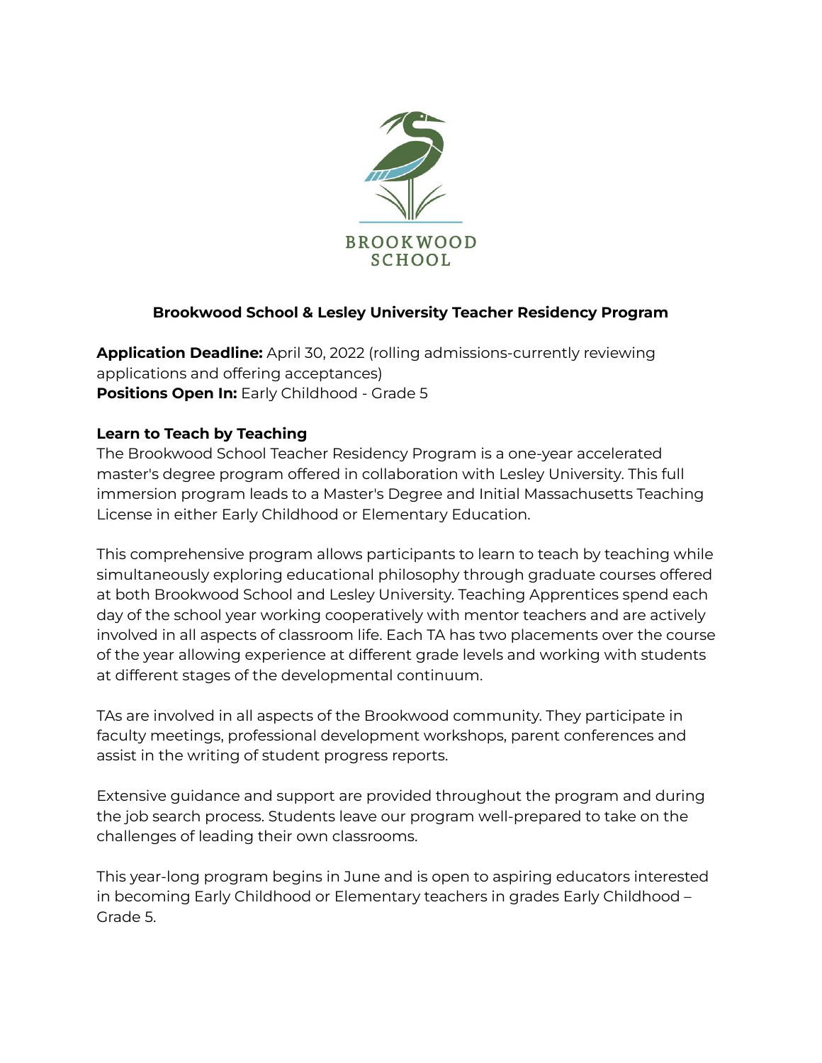BROOKWOOD SCHOOL

## Brookwood School & Lesley University Teacher Residency Program

**Application Deadline:** April 30, 2022 (rolling admissions-currently reviewing applications and offering acceptances)
**Positions Open In:** Early Childhood - Grade 5

### Learn to Teach by Teaching

The Brookwood School Teacher Residency Program is a one-year accelerated master's degree program offered in collaboration with Lesley University. This full immersion program leads to a Master's Degree and Initial Massachusetts Teaching License in either Early Childhood or Elementary Education.

This comprehensive program allows participants to learn to teach by teaching while simultaneously exploring educational philosophy through graduate courses offered at both Brookwood School and Lesley University. Teaching Apprentices spend each day of the school year working cooperatively with mentor teachers and are actively involved in all aspects of classroom life. Each TA has two placements over the course of the year allowing experience at different grade levels and working with students at different stages of the developmental continuum.

TAs are involved in all aspects of the Brookwood community. They participate in faculty meetings, professional development workshops, parent conferences and assist in the writing of student progress reports.

Extensive guidance and support are provided throughout the program and during the job search process. Students leave our program well-prepared to take on the challenges of leading their own classrooms.

This year-long program begins in June and is open to aspiring educators interested in becoming Early Childhood or Elementary teachers in grades Early Childhood – Grade 5.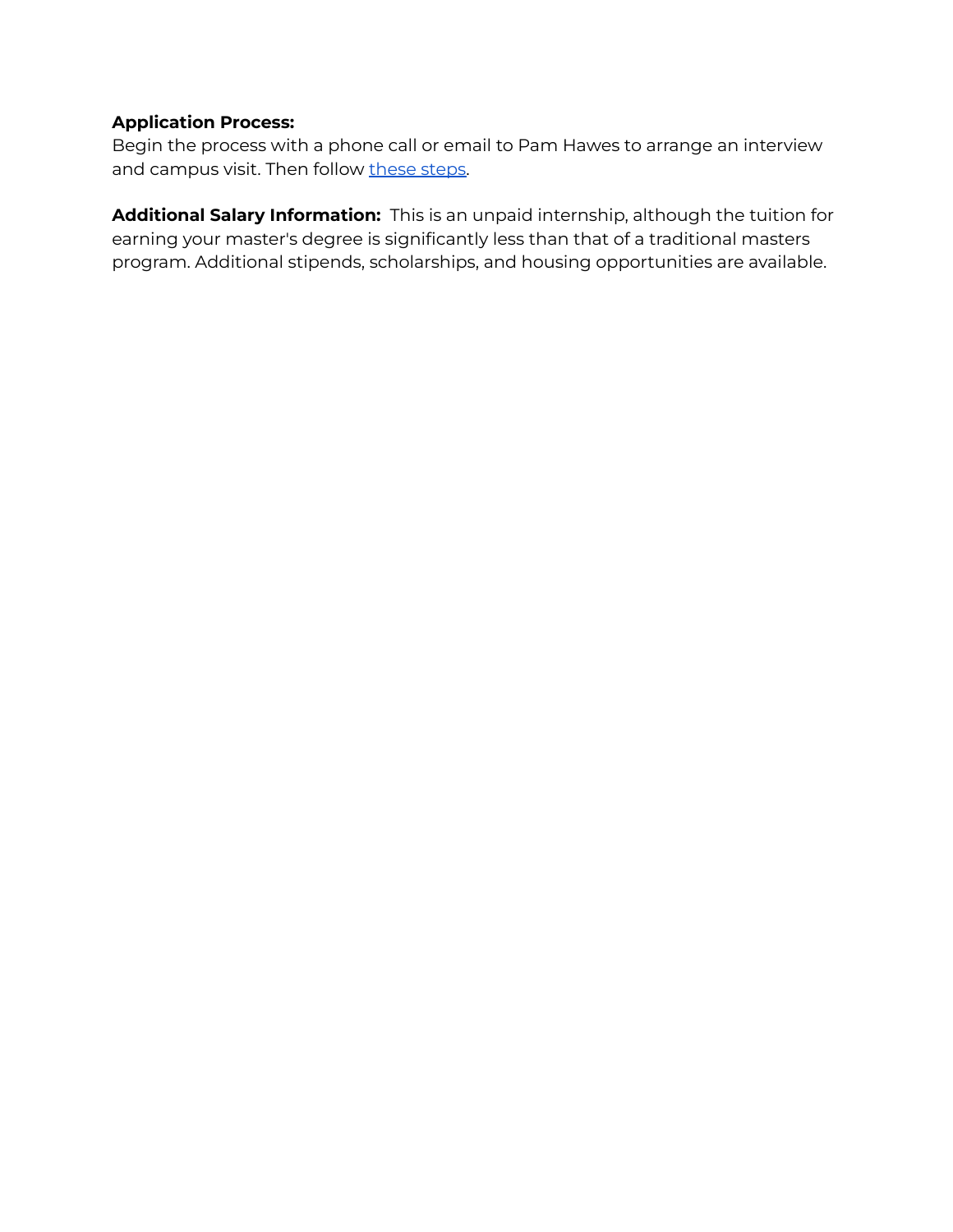**Application Process:**
Begin the process with a phone call or email to Pam Hawes to arrange an interview and campus visit. Then follow these steps.

**Additional Salary Information:** This is an unpaid internship, although the tuition for earning your master's degree is significantly less than that of a traditional masters program. Additional stipends, scholarships, and housing opportunities are available.